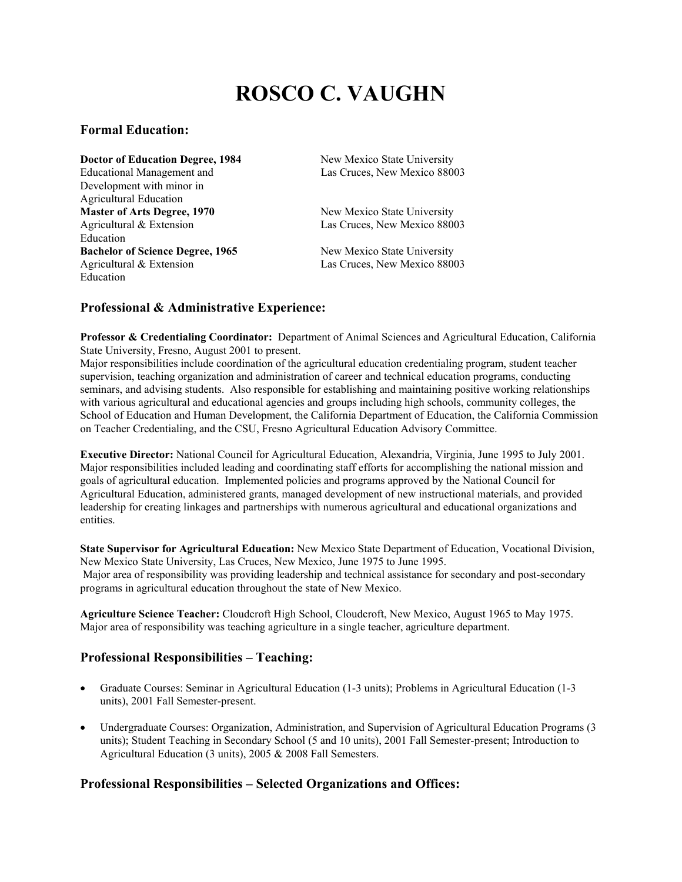# ROSCO C. VAUGHN

## Formal Education:

**Doctor of Education Degree, 1984**
Educational Management and Development with minor in Agricultural Education
New Mexico State University
Las Cruces, New Mexico 88003

**Master of Arts Degree, 1970**
Agricultural & Extension Education
New Mexico State University
Las Cruces, New Mexico 88003

**Bachelor of Science Degree, 1965**
Agricultural & Extension Education
New Mexico State University
Las Cruces, New Mexico 88003

## Professional & Administrative Experience:

**Professor & Credentialing Coordinator:** Department of Animal Sciences and Agricultural Education, California State University, Fresno, August 2001 to present.
Major responsibilities include coordination of the agricultural education credentialing program, student teacher supervision, teaching organization and administration of career and technical education programs, conducting seminars, and advising students. Also responsible for establishing and maintaining positive working relationships with various agricultural and educational agencies and groups including high schools, community colleges, the School of Education and Human Development, the California Department of Education, the California Commission on Teacher Credentialing, and the CSU, Fresno Agricultural Education Advisory Committee.

**Executive Director:** National Council for Agricultural Education, Alexandria, Virginia, June 1995 to July 2001.
Major responsibilities included leading and coordinating staff efforts for accomplishing the national mission and goals of agricultural education. Implemented policies and programs approved by the National Council for Agricultural Education, administered grants, managed development of new instructional materials, and provided leadership for creating linkages and partnerships with numerous agricultural and educational organizations and entities.

**State Supervisor for Agricultural Education:** New Mexico State Department of Education, Vocational Division, New Mexico State University, Las Cruces, New Mexico, June 1975 to June 1995.
Major area of responsibility was providing leadership and technical assistance for secondary and post-secondary programs in agricultural education throughout the state of New Mexico.

**Agriculture Science Teacher:** Cloudcroft High School, Cloudcroft, New Mexico, August 1965 to May 1975.
Major area of responsibility was teaching agriculture in a single teacher, agriculture department.

## Professional Responsibilities – Teaching:

- Graduate Courses: Seminar in Agricultural Education (1-3 units); Problems in Agricultural Education (1-3 units), 2001 Fall Semester-present.

- Undergraduate Courses: Organization, Administration, and Supervision of Agricultural Education Programs (3 units); Student Teaching in Secondary School (5 and 10 units), 2001 Fall Semester-present; Introduction to Agricultural Education (3 units), 2005 & 2008 Fall Semesters.

## Professional Responsibilities – Selected Organizations and Offices: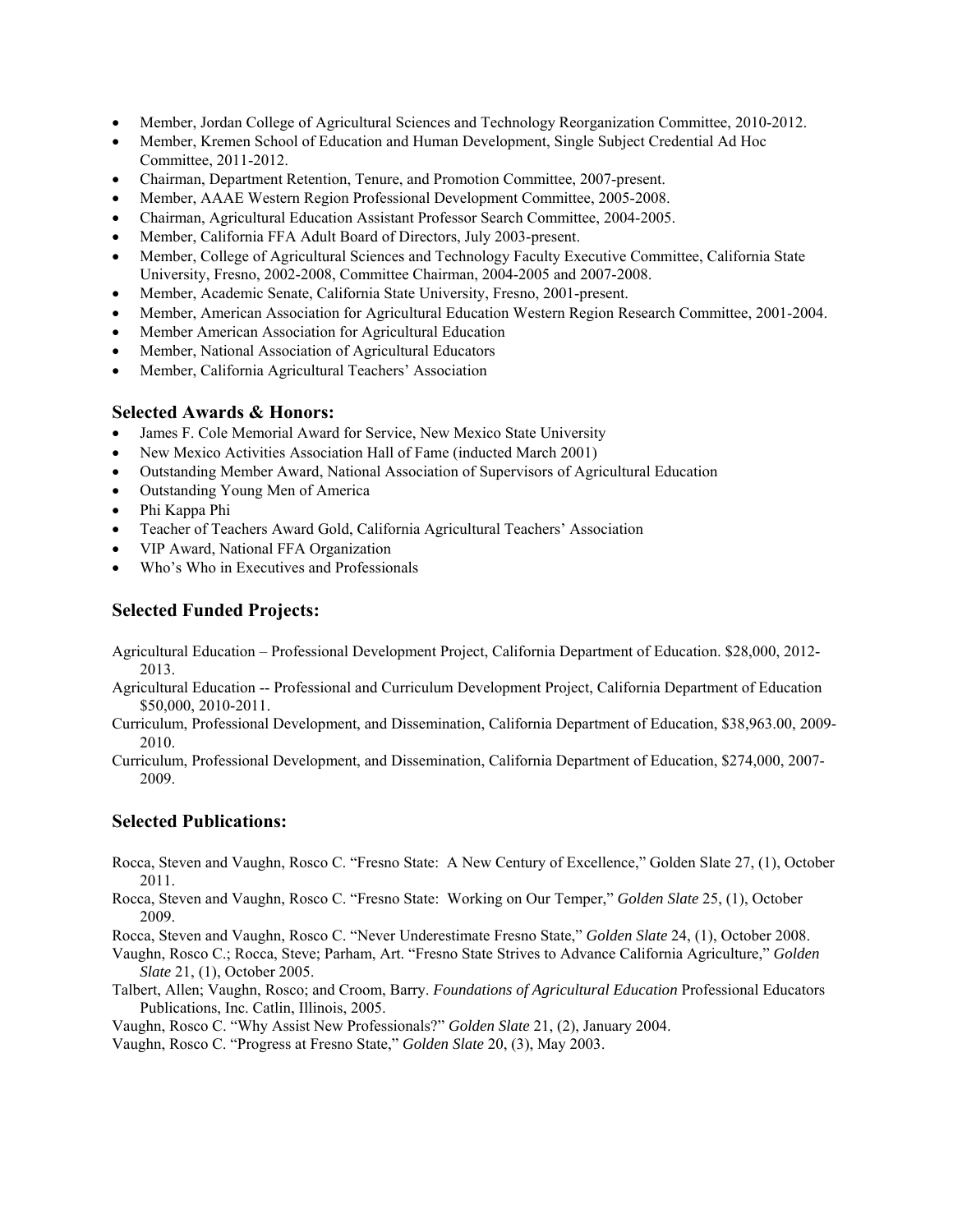- Member, Jordan College of Agricultural Sciences and Technology Reorganization Committee, 2010-2012.
- Member, Kremen School of Education and Human Development, Single Subject Credential Ad Hoc Committee, 2011-2012.
- Chairman, Department Retention, Tenure, and Promotion Committee, 2007-present.
- Member, AAAE Western Region Professional Development Committee, 2005-2008.
- Chairman, Agricultural Education Assistant Professor Search Committee, 2004-2005.
- Member, California FFA Adult Board of Directors, July 2003-present.
- Member, College of Agricultural Sciences and Technology Faculty Executive Committee, California State University, Fresno, 2002-2008, Committee Chairman, 2004-2005 and 2007-2008.
- Member, Academic Senate, California State University, Fresno, 2001-present.
- Member, American Association for Agricultural Education Western Region Research Committee, 2001-2004.
- Member American Association for Agricultural Education
- Member, National Association of Agricultural Educators
- Member, California Agricultural Teachers' Association

### Selected Awards & Honors:

- James F. Cole Memorial Award for Service, New Mexico State University
- New Mexico Activities Association Hall of Fame (inducted March 2001)
- Outstanding Member Award, National Association of Supervisors of Agricultural Education
- Outstanding Young Men of America
- Phi Kappa Phi
- Teacher of Teachers Award Gold, California Agricultural Teachers' Association
- VIP Award, National FFA Organization
- Who's Who in Executives and Professionals

## Selected Funded Projects:

Agricultural Education – Professional Development Project, California Department of Education. $28,000, 2012-2013.

Agricultural Education -- Professional and Curriculum Development Project, California Department of Education $50,000, 2010-2011.

Curriculum, Professional Development, and Dissemination, California Department of Education, $38,963.00, 2009-2010.

Curriculum, Professional Development, and Dissemination, California Department of Education, $274,000, 2007-2009.

## Selected Publications:

Rocca, Steven and Vaughn, Rosco C. "Fresno State: A New Century of Excellence," Golden Slate 27, (1), October 2011.

Rocca, Steven and Vaughn, Rosco C. "Fresno State: Working on Our Temper," *Golden Slate* 25, (1), October 2009.

Rocca, Steven and Vaughn, Rosco C. "Never Underestimate Fresno State," *Golden Slate* 24, (1), October 2008.

Vaughn, Rosco C.; Rocca, Steve; Parham, Art. "Fresno State Strives to Advance California Agriculture," *Golden Slate* 21, (1), October 2005.

Talbert, Allen; Vaughn, Rosco; and Croom, Barry. *Foundations of Agricultural Education* Professional Educators Publications, Inc. Catlin, Illinois, 2005.

Vaughn, Rosco C. "Why Assist New Professionals?" *Golden Slate* 21, (2), January 2004.

Vaughn, Rosco C. "Progress at Fresno State," *Golden Slate* 20, (3), May 2003.